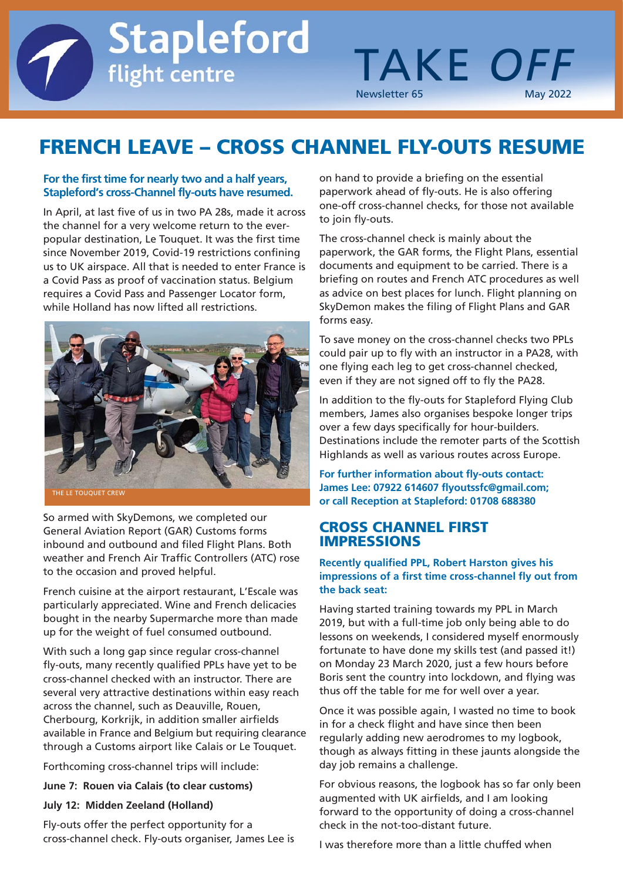# Stapleford flight centre

# TAKE OFF

Newsletter 65 May 2022

## FRENCH LEAVE – CROSS CHANNEL FLY-OUTS RESUME

**For the first time for nearly two and a half years, Stapleford's cross-Channel fly-outs have resumed.**

In April, at last five of us in two PA 28s, made it across the channel for a very welcome return to the ever-popular destination, Le Touquet. It was the first time since November 2019, Covid-19 restrictions confining us to UK airspace. All that is needed to enter France is a Covid Pass as proof of vaccination status. Belgium requires a Covid Pass and Passenger Locator form, while Holland has now lifted all restrictions.

THE LE TOUQUET CREW

So armed with SkyDemons, we completed our General Aviation Report (GAR) Customs forms inbound and outbound and filed Flight Plans. Both weather and French Air Traffic Controllers (ATC) rose to the occasion and proved helpful.

French cuisine at the airport restaurant, L'Escale was particularly appreciated. Wine and French delicacies bought in the nearby Supermarche more than made up for the weight of fuel consumed outbound.

With such a long gap since regular cross-channel fly-outs, many recently qualified PPLs have yet to be cross-channel checked with an instructor. There are several very attractive destinations within easy reach across the channel, such as Deauville, Rouen, Cherbourg, Korkrijk, in addition smaller airfields available in France and Belgium but requiring clearance through a Customs airport like Calais or Le Touquet.

Forthcoming cross-channel trips will include:

**June 7: Rouen via Calais (to clear customs)**

**July 12: Midden Zeeland (Holland)**

Fly-outs offer the perfect opportunity for a cross-channel check. Fly-outs organiser, James Lee is on hand to provide a briefing on the essential paperwork ahead of fly-outs. He is also offering one-off cross-channel checks, for those not available to join fly-outs.

The cross-channel check is mainly about the paperwork, the GAR forms, the Flight Plans, essential documents and equipment to be carried. There is a briefing on routes and French ATC procedures as well as advice on best places for lunch. Flight planning on SkyDemon makes the filing of Flight Plans and GAR forms easy.

To save money on the cross-channel checks two PPLs could pair up to fly with an instructor in a PA28, with one flying each leg to get cross-channel checked, even if they are not signed off to fly the PA28.

In addition to the fly-outs for Stapleford Flying Club members, James also organises bespoke longer trips over a few days specifically for hour-builders. Destinations include the remoter parts of the Scottish Highlands as well as various routes across Europe.

**For further information about fly-outs contact: James Lee: 07922 614607 flyoutssfc@gmail.com; or call Reception at Stapleford: 01708 688380**

## CROSS CHANNEL FIRST IMPRESSIONS

**Recently qualified PPL, Robert Harston gives his impressions of a first time cross-channel fly out from the back seat:**

Having started training towards my PPL in March 2019, but with a full-time job only being able to do lessons on weekends, I considered myself enormously fortunate to have done my skills test (and passed it!) on Monday 23 March 2020, just a few hours before Boris sent the country into lockdown, and flying was thus off the table for me for well over a year.

Once it was possible again, I wasted no time to book in for a check flight and have since then been regularly adding new aerodromes to my logbook, though as always fitting in these jaunts alongside the day job remains a challenge.

For obvious reasons, the logbook has so far only been augmented with UK airfields, and I am looking forward to the opportunity of doing a cross-channel check in the not-too-distant future.

I was therefore more than a little chuffed when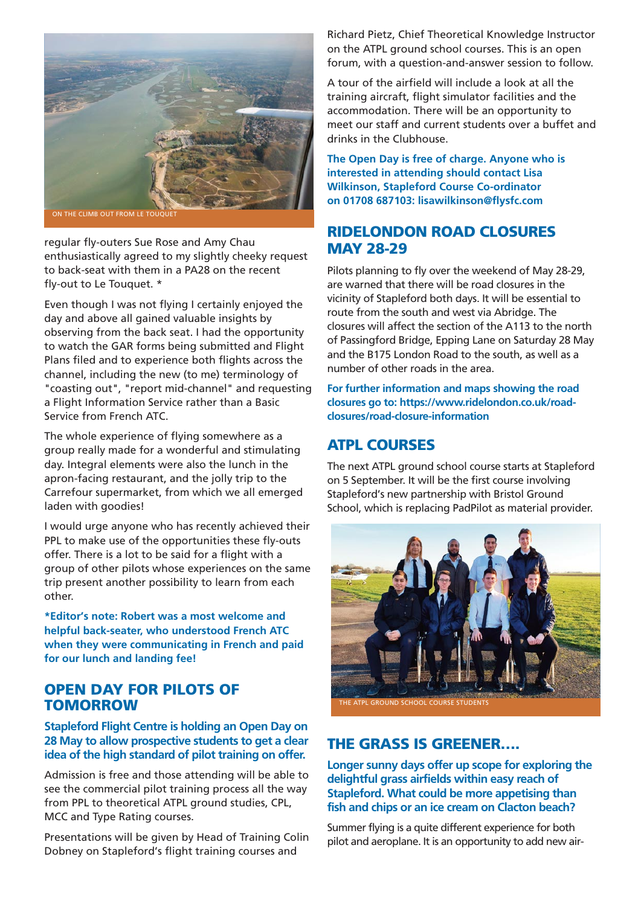ON THE CLIMB OUT FROM LE TOUQUET

regular fly-outers Sue Rose and Amy Chau enthusiastically agreed to my slightly cheeky request to back-seat with them in a PA28 on the recent fly-out to Le Touquet. *

Even though I was not flying I certainly enjoyed the day and above all gained valuable insights by observing from the back seat. I had the opportunity to watch the GAR forms being submitted and Flight Plans filed and to experience both flights across the channel, including the new (to me) terminology of "coasting out", "report mid-channel" and requesting a Flight Information Service rather than a Basic Service from French ATC.

The whole experience of flying somewhere as a group really made for a wonderful and stimulating day. Integral elements were also the lunch in the apron-facing restaurant, and the jolly trip to the Carrefour supermarket, from which we all emerged laden with goodies!

I would urge anyone who has recently achieved their PPL to make use of the opportunities these fly-outs offer. There is a lot to be said for a flight with a group of other pilots whose experiences on the same trip present another possibility to learn from each other.

**\*Editor's note: Robert was a most welcome and helpful back-seater, who understood French ATC when they were communicating in French and paid for our lunch and landing fee!**

## OPEN DAY FOR PILOTS OF TOMORROW

**Stapleford Flight Centre is holding an Open Day on 28 May to allow prospective students to get a clear idea of the high standard of pilot training on offer.**

Admission is free and those attending will be able to see the commercial pilot training process all the way from PPL to theoretical ATPL ground studies, CPL, MCC and Type Rating courses.

Presentations will be given by Head of Training Colin Dobney on Stapleford's flight training courses and Richard Pietz, Chief Theoretical Knowledge Instructor on the ATPL ground school courses. This is an open forum, with a question-and-answer session to follow.

A tour of the airfield will include a look at all the training aircraft, flight simulator facilities and the accommodation. There will be an opportunity to meet our staff and current students over a buffet and drinks in the Clubhouse.

**The Open Day is free of charge. Anyone who is interested in attending should contact Lisa Wilkinson, Stapleford Course Co-ordinator on 01708 687103: lisawilkinson@flysfc.com**

## RIDELONDON ROAD CLOSURES MAY 28-29

Pilots planning to fly over the weekend of May 28-29, are warned that there will be road closures in the vicinity of Stapleford both days. It will be essential to route from the south and west via Abridge. The closures will affect the section of the A113 to the north of Passingford Bridge, Epping Lane on Saturday 28 May and the B175 London Road to the south, as well as a number of other roads in the area.

**For further information and maps showing the road closures go to: https://www.ridelondon.co.uk/road-closures/road-closure-information**

## ATPL COURSES

The next ATPL ground school course starts at Stapleford on 5 September. It will be the first course involving Stapleford's new partnership with Bristol Ground School, which is replacing PadPilot as material provider.

THE ATPL GROUND SCHOOL COURSE STUDENTS

## THE GRASS IS GREENER….

**Longer sunny days offer up scope for exploring the delightful grass airfields within easy reach of Stapleford. What could be more appetising than fish and chips or an ice cream on Clacton beach?**

Summer flying is a quite different experience for both pilot and aeroplane. It is an opportunity to add new air-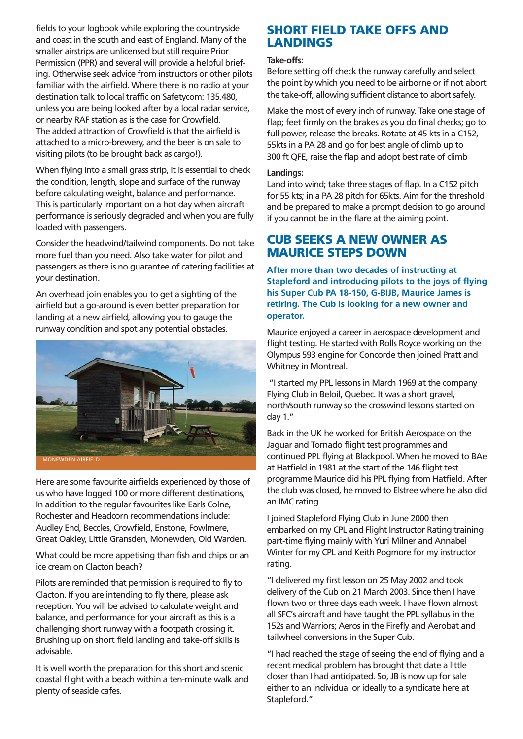fields to your logbook while exploring the countryside and coast in the south and east of England. Many of the smaller airstrips are unlicensed but still require Prior Permission (PPR) and several will provide a helpful briefing. Otherwise seek advice from instructors or other pilots familiar with the airfield. Where there is no radio at your destination talk to local traffic on Safetycom: 135.480, unless you are being looked after by a local radar service, or nearby RAF station as is the case for Crowfield. The added attraction of Crowfield is that the airfield is attached to a micro-brewery, and the beer is on sale to visiting pilots (to be brought back as cargo!).

When flying into a small grass strip, it is essential to check the condition, length, slope and surface of the runway before calculating weight, balance and performance. This is particularly important on a hot day when aircraft performance is seriously degraded and when you are fully loaded with passengers.

Consider the headwind/tailwind components. Do not take more fuel than you need. Also take water for pilot and passengers as there is no guarantee of catering facilities at your destination.

An overhead join enables you to get a sighting of the airfield but a go-around is even better preparation for landing at a new airfield, allowing you to gauge the runway condition and spot any potential obstacles.

MONEWDEN AIRFIELD

Here are some favourite airfields experienced by those of us who have logged 100 or more different destinations, In addition to the regular favourites like Earls Colne, Rochester and Headcorn recommendations include: Audley End, Beccles, Crowfield, Enstone, Fowlmere, Great Oakley, Little Gransden, Monewden, Old Warden.

What could be more appetising than fish and chips or an ice cream on Clacton beach?

Pilots are reminded that permission is required to fly to Clacton. If you are intending to fly there, please ask reception. You will be advised to calculate weight and balance, and performance for your aircraft as this is a challenging short runway with a footpath crossing it. Brushing up on short field landing and take-off skills is advisable.

It is well worth the preparation for this short and scenic coastal flight with a beach within a ten-minute walk and plenty of seaside cafes.

## SHORT FIELD TAKE OFFS AND LANDINGS

**Take-offs:**

Before setting off check the runway carefully and select the point by which you need to be airborne or if not abort the take-off, allowing sufficient distance to abort safely.

Make the most of every inch of runway. Take one stage of flap; feet firmly on the brakes as you do final checks; go to full power, release the breaks. Rotate at 45 kts in a C152, 55kts in a PA 28 and go for best angle of climb up to 300 ft QFE, raise the flap and adopt best rate of climb

**Landings:**

Land into wind; take three stages of flap. In a C152 pitch for 55 kts; in a PA 28 pitch for 65kts. Aim for the threshold and be prepared to make a prompt decision to go around if you cannot be in the flare at the aiming point.

## CUB SEEKS A NEW OWNER AS MAURICE STEPS DOWN

**After more than two decades of instructing at Stapleford and introducing pilots to the joys of flying his Super Cub PA 18-150, G-BIJB, Maurice James is retiring. The Cub is looking for a new owner and operator.**

Maurice enjoyed a career in aerospace development and flight testing. He started with Rolls Royce working on the Olympus 593 engine for Concorde then joined Pratt and Whitney in Montreal.

"I started my PPL lessons in March 1969 at the company Flying Club in Beloil, Quebec. It was a short gravel, north/south runway so the crosswind lessons started on day 1."

Back in the UK he worked for British Aerospace on the Jaguar and Tornado flight test programmes and continued PPL flying at Blackpool. When he moved to BAe at Hatfield in 1981 at the start of the 146 flight test programme Maurice did his PPL flying from Hatfield. After the club was closed, he moved to Elstree where he also did an IMC rating

I joined Stapleford Flying Club in June 2000 then embarked on my CPL and Flight Instructor Rating training part-time flying mainly with Yuri Milner and Annabel Winter for my CPL and Keith Pogmore for my instructor rating.

"I delivered my first lesson on 25 May 2002 and took delivery of the Cub on 21 March 2003. Since then I have flown two or three days each week. I have flown almost all SFC's aircraft and have taught the PPL syllabus in the 152s and Warriors; Aeros in the Firefly and Aerobat and tailwheel conversions in the Super Cub.

"I had reached the stage of seeing the end of flying and a recent medical problem has brought that date a little closer than I had anticipated. So, JB is now up for sale either to an individual or ideally to a syndicate here at Stapleford."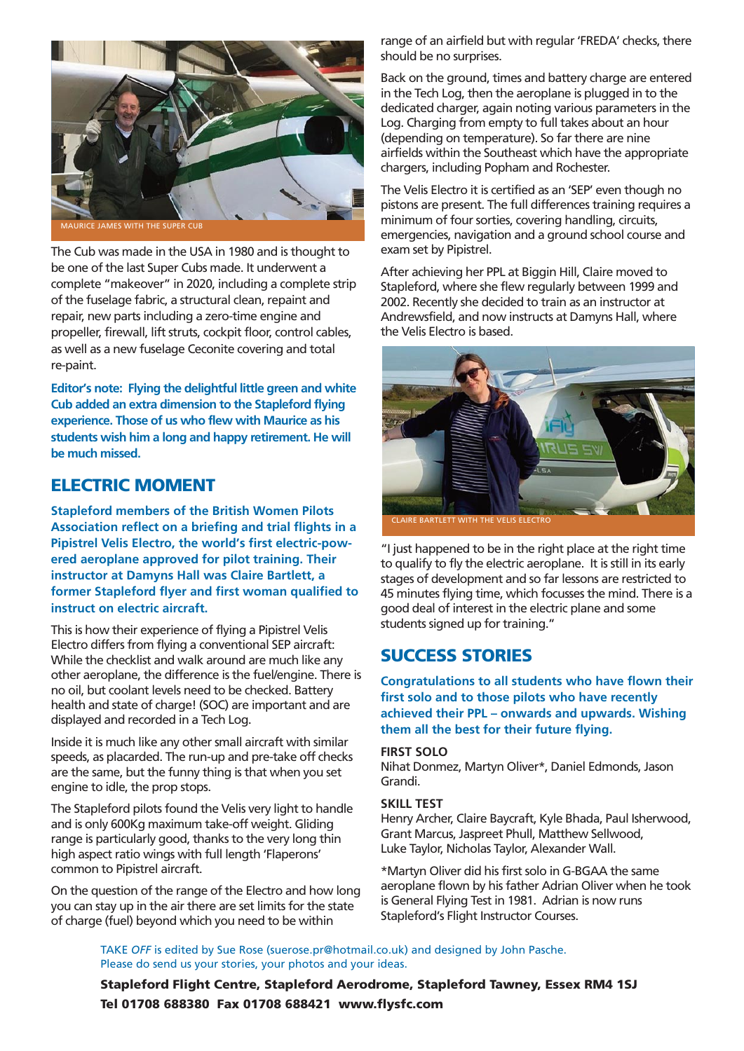MAURICE JAMES WITH THE SUPER CUB

The Cub was made in the USA in 1980 and is thought to be one of the last Super Cubs made. It underwent a complete "makeover" in 2020, including a complete strip of the fuselage fabric, a structural clean, repaint and repair, new parts including a zero-time engine and propeller, firewall, lift struts, cockpit floor, control cables, as well as a new fuselage Ceconite covering and total re-paint.

**Editor's note: Flying the delightful little green and white Cub added an extra dimension to the Stapleford flying experience. Those of us who flew with Maurice as his students wish him a long and happy retirement. He will be much missed.**

## ELECTRIC MOMENT

**Stapleford members of the British Women Pilots Association reflect on a briefing and trial flights in a Pipistrel Velis Electro, the world's first electric-powered aeroplane approved for pilot training. Their instructor at Damyns Hall was Claire Bartlett, a former Stapleford flyer and first woman qualified to instruct on electric aircraft.**

This is how their experience of flying a Pipistrel Velis Electro differs from flying a conventional SEP aircraft: While the checklist and walk around are much like any other aeroplane, the difference is the fuel/engine. There is no oil, but coolant levels need to be checked. Battery health and state of charge! (SOC) are important and are displayed and recorded in a Tech Log.

Inside it is much like any other small aircraft with similar speeds, as placarded. The run-up and pre-take off checks are the same, but the funny thing is that when you set engine to idle, the prop stops.

The Stapleford pilots found the Velis very light to handle and is only 600Kg maximum take-off weight. Gliding range is particularly good, thanks to the very long thin high aspect ratio wings with full length 'Flaperons' common to Pipistrel aircraft.

On the question of the range of the Electro and how long you can stay up in the air there are set limits for the state of charge (fuel) beyond which you need to be within range of an airfield but with regular 'FREDA' checks, there should be no surprises.

Back on the ground, times and battery charge are entered in the Tech Log, then the aeroplane is plugged in to the dedicated charger, again noting various parameters in the Log. Charging from empty to full takes about an hour (depending on temperature). So far there are nine airfields within the Southeast which have the appropriate chargers, including Popham and Rochester.

The Velis Electro it is certified as an 'SEP' even though no pistons are present. The full differences training requires a minimum of four sorties, covering handling, circuits, emergencies, navigation and a ground school course and exam set by Pipistrel.

After achieving her PPL at Biggin Hill, Claire moved to Stapleford, where she flew regularly between 1999 and 2002. Recently she decided to train as an instructor at Andrewsfield, and now instructs at Damyns Hall, where the Velis Electro is based.

CLAIRE BARTLETT WITH THE VELIS ELECTRO

"I just happened to be in the right place at the right time to qualify to fly the electric aeroplane. It is still in its early stages of development and so far lessons are restricted to 45 minutes flying time, which focusses the mind. There is a good deal of interest in the electric plane and some students signed up for training."

## SUCCESS STORIES

**Congratulations to all students who have flown their first solo and to those pilots who have recently achieved their PPL – onwards and upwards. Wishing them all the best for their future flying.**

**FIRST SOLO**
Nihat Donmez, Martyn Oliver*, Daniel Edmonds, Jason Grandi.

**SKILL TEST**
Henry Archer, Claire Baycraft, Kyle Bhada, Paul Isherwood, Grant Marcus, Jaspreet Phull, Matthew Sellwood, Luke Taylor, Nicholas Taylor, Alexander Wall.

*Martyn Oliver did his first solo in G-BGAA the same aeroplane flown by his father Adrian Oliver when he took is General Flying Test in 1981. Adrian is now runs Stapleford's Flight Instructor Courses.

TAKE *OFF* is edited by Sue Rose (suerose.pr@hotmail.co.uk) and designed by John Pasche.
Please do send us your stories, your photos and your ideas.

**Stapleford Flight Centre, Stapleford Aerodrome, Stapleford Tawney, Essex RM4 1SJ**
**Tel 01708 688380 Fax 01708 688421 www.flysfc.com**